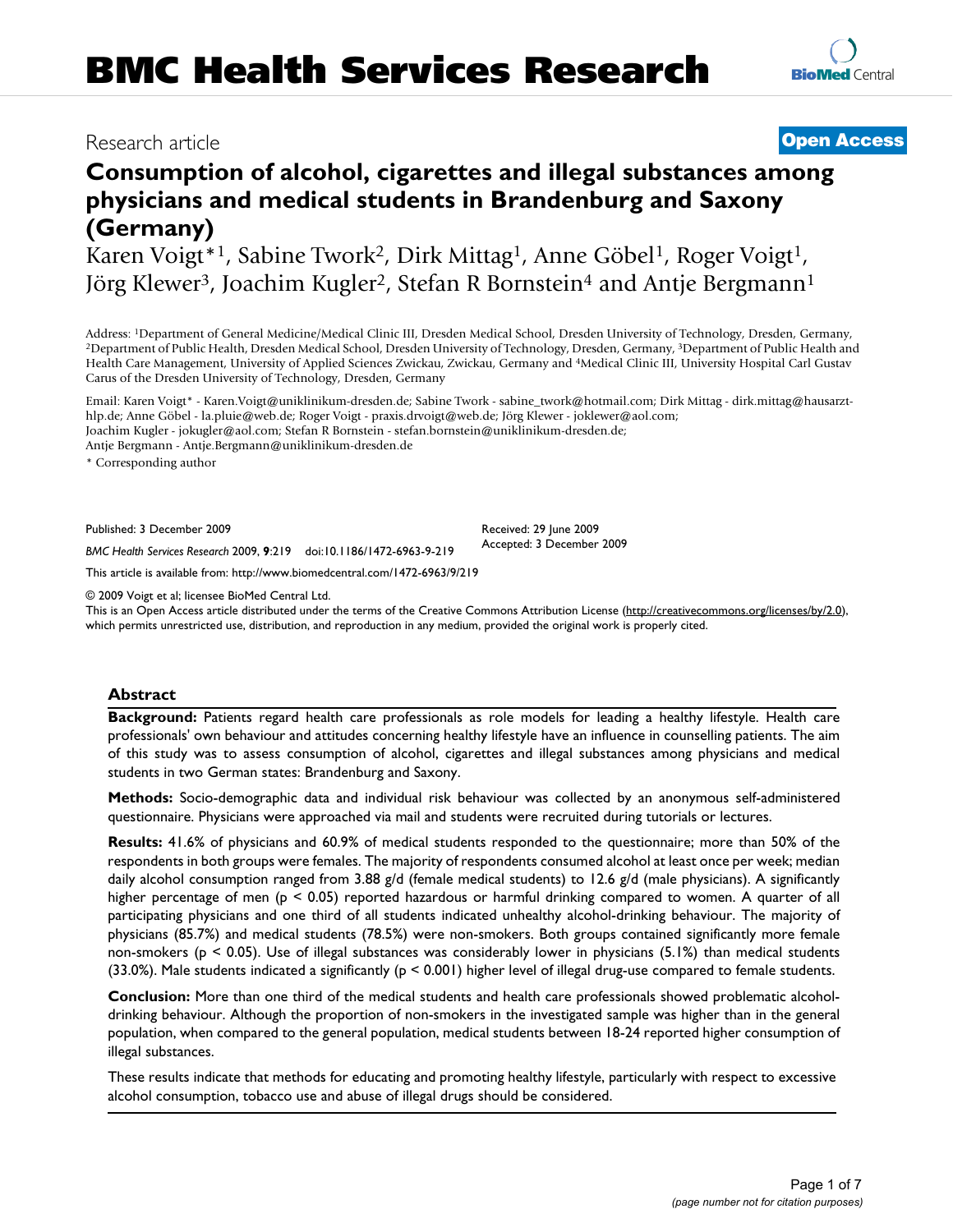Research article

**Open Access**

# Consumption of alcohol, cigarettes and illegal substances among physicians and medical students in Brandenburg and Saxony (Germany)

Karen Voigt*[1], Sabine Twork[2], Dirk Mittag[1], Anne Göbel[1], Roger Voigt[1], Jörg Klewer[3], Joachim Kugler[2], Stefan R Bornstein[4] and Antje Bergmann[1]

Address: [1]Department of General Medicine/Medical Clinic III, Dresden Medical School, Dresden University of Technology, Dresden, Germany, [2]Department of Public Health, Dresden Medical School, Dresden University of Technology, Dresden, Germany, [3]Department of Public Health and Health Care Management, University of Applied Sciences Zwickau, Zwickau, Germany and [4]Medical Clinic III, University Hospital Carl Gustav Carus of the Dresden University of Technology, Dresden, Germany

Email: Karen Voigt* - Karen.Voigt@uniklinikum-dresden.de; Sabine Twork - sabine_twork@hotmail.com; Dirk Mittag - dirk.mittag@hausarzt-hlp.de; Anne Göbel - la.pluie@web.de; Roger Voigt - praxis.drvoigt@web.de; Jörg Klewer - joklewer@aol.com; Joachim Kugler - jokugler@aol.com; Stefan R Bornstein - stefan.bornstein@uniklinikum-dresden.de; Antje Bergmann - Antje.Bergmann@uniklinikum-dresden.de

\* Corresponding author

Published: 3 December 2009

*BMC Health Services Research* 2009, **9**:219 doi:10.1186/1472-6963-9-219

Received: 29 June 2009
Accepted: 3 December 2009

This article is available from: http://www.biomedcentral.com/1472-6963/9/219

© 2009 Voigt et al; licensee BioMed Central Ltd.

This is an Open Access article distributed under the terms of the Creative Commons Attribution License (http://creativecommons.org/licenses/by/2.0), which permits unrestricted use, distribution, and reproduction in any medium, provided the original work is properly cited.

## Abstract

**Background:** Patients regard health care professionals as role models for leading a healthy lifestyle. Health care professionals' own behaviour and attitudes concerning healthy lifestyle have an influence in counselling patients. The aim of this study was to assess consumption of alcohol, cigarettes and illegal substances among physicians and medical students in two German states: Brandenburg and Saxony.

**Methods:** Socio-demographic data and individual risk behaviour was collected by an anonymous self-administered questionnaire. Physicians were approached via mail and students were recruited during tutorials or lectures.

**Results:** 41.6% of physicians and 60.9% of medical students responded to the questionnaire; more than 50% of the respondents in both groups were females. The majority of respondents consumed alcohol at least once per week; median daily alcohol consumption ranged from 3.88 g/d (female medical students) to 12.6 g/d (male physicians). A significantly higher percentage of men ($p < 0.05$) reported hazardous or harmful drinking compared to women. A quarter of all participating physicians and one third of all students indicated unhealthy alcohol-drinking behaviour. The majority of physicians (85.7%) and medical students (78.5%) were non-smokers. Both groups contained significantly more female non-smokers ($p < 0.05$). Use of illegal substances was considerably lower in physicians (5.1%) than medical students (33.0%). Male students indicated a significantly ($p < 0.001$) higher level of illegal drug-use compared to female students.

**Conclusion:** More than one third of the medical students and health care professionals showed problematic alcohol-drinking behaviour. Although the proportion of non-smokers in the investigated sample was higher than in the general population, when compared to the general population, medical students between 18-24 reported higher consumption of illegal substances.

These results indicate that methods for educating and promoting healthy lifestyle, particularly with respect to excessive alcohol consumption, tobacco use and abuse of illegal drugs should be considered.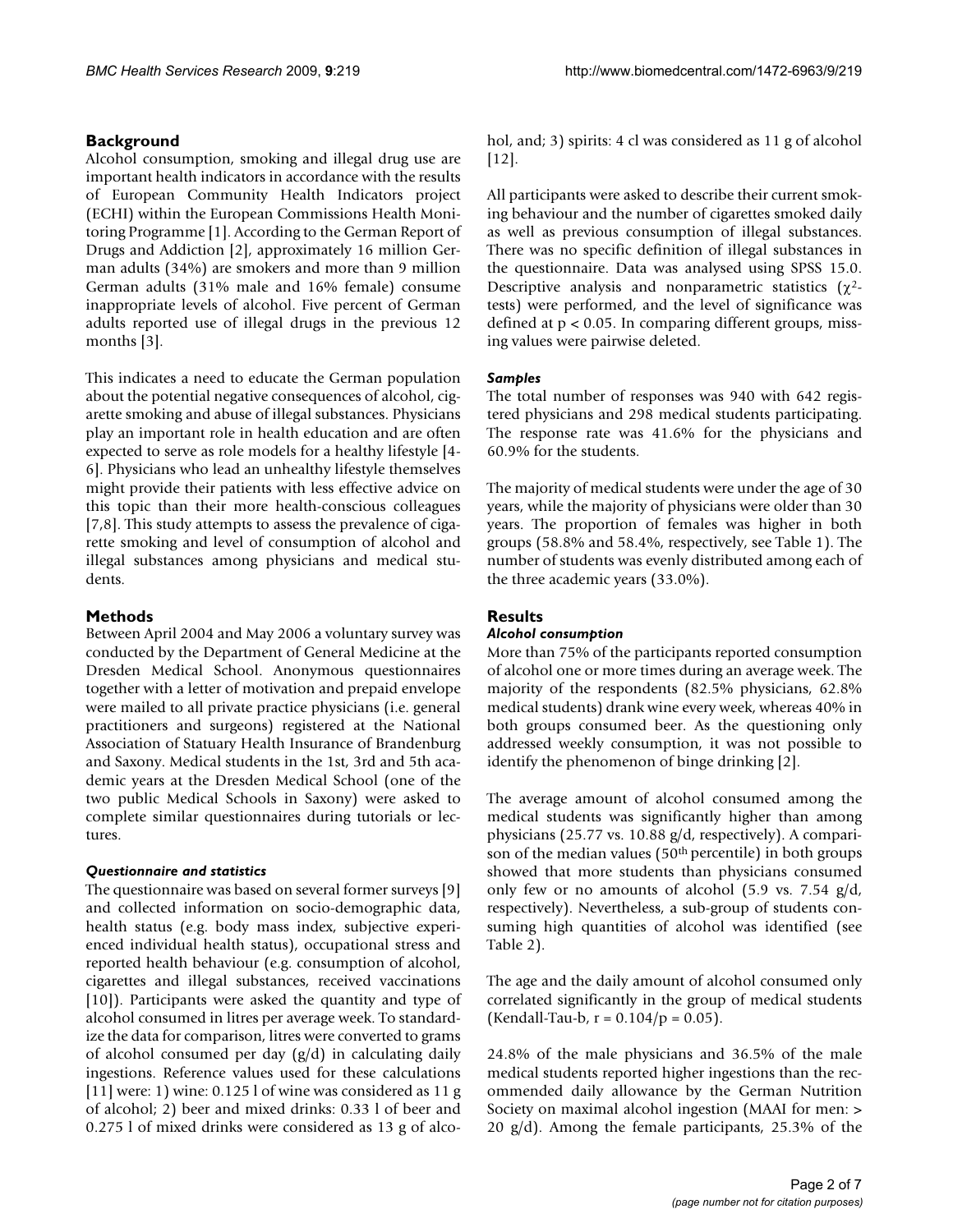## Background

Alcohol consumption, smoking and illegal drug use are important health indicators in accordance with the results of European Community Health Indicators project (ECHI) within the European Commissions Health Monitoring Programme [1]. According to the German Report of Drugs and Addiction [2], approximately 16 million German adults (34%) are smokers and more than 9 million German adults (31% male and 16% female) consume inappropriate levels of alcohol. Five percent of German adults reported use of illegal drugs in the previous 12 months [3].

This indicates a need to educate the German population about the potential negative consequences of alcohol, cigarette smoking and abuse of illegal substances. Physicians play an important role in health education and are often expected to serve as role models for a healthy lifestyle [4-6]. Physicians who lead an unhealthy lifestyle themselves might provide their patients with less effective advice on this topic than their more health-conscious colleagues [7,8]. This study attempts to assess the prevalence of cigarette smoking and level of consumption of alcohol and illegal substances among physicians and medical students.

## Methods

Between April 2004 and May 2006 a voluntary survey was conducted by the Department of General Medicine at the Dresden Medical School. Anonymous questionnaires together with a letter of motivation and prepaid envelope were mailed to all private practice physicians (i.e. general practitioners and surgeons) registered at the National Association of Statuary Health Insurance of Brandenburg and Saxony. Medical students in the 1st, 3rd and 5th academic years at the Dresden Medical School (one of the two public Medical Schools in Saxony) were asked to complete similar questionnaires during tutorials or lectures.

### *Questionnaire and statistics*

The questionnaire was based on several former surveys [9] and collected information on socio-demographic data, health status (e.g. body mass index, subjective experienced individual health status), occupational stress and reported health behaviour (e.g. consumption of alcohol, cigarettes and illegal substances, received vaccinations [10]). Participants were asked the quantity and type of alcohol consumed in litres per average week. To standardize the data for comparison, litres were converted to grams of alcohol consumed per day (g/d) in calculating daily ingestions. Reference values used for these calculations [11] were: 1) wine: 0.125 l of wine was considered as 11 g of alcohol; 2) beer and mixed drinks: 0.33 l of beer and 0.275 l of mixed drinks were considered as 13 g of alcohol, and; 3) spirits: 4 cl was considered as 11 g of alcohol [12].

All participants were asked to describe their current smoking behaviour and the number of cigarettes smoked daily as well as previous consumption of illegal substances. There was no specific definition of illegal substances in the questionnaire. Data was analysed using SPSS 15.0. Descriptive analysis and nonparametric statistics ($\chi^2$-tests) were performed, and the level of significance was defined at $p < 0.05$. In comparing different groups, missing values were pairwise deleted.

### *Samples*

The total number of responses was 940 with 642 registered physicians and 298 medical students participating. The response rate was 41.6% for the physicians and 60.9% for the students.

The majority of medical students were under the age of 30 years, while the majority of physicians were older than 30 years. The proportion of females was higher in both groups (58.8% and 58.4%, respectively, see Table 1). The number of students was evenly distributed among each of the three academic years (33.0%).

## Results

### *Alcohol consumption*

More than 75% of the participants reported consumption of alcohol one or more times during an average week. The majority of the respondents (82.5% physicians, 62.8% medical students) drank wine every week, whereas 40% in both groups consumed beer. As the questioning only addressed weekly consumption, it was not possible to identify the phenomenon of binge drinking [2].

The average amount of alcohol consumed among the medical students was significantly higher than among physicians (25.77 vs. 10.88 g/d, respectively). A comparison of the median values (50th percentile) in both groups showed that more students than physicians consumed only few or no amounts of alcohol (5.9 vs. 7.54 g/d, respectively). Nevertheless, a sub-group of students consuming high quantities of alcohol was identified (see Table 2).

The age and the daily amount of alcohol consumed only correlated significantly in the group of medical students (Kendall-Tau-b, $r = 0.104/p = 0.05$).

24.8% of the male physicians and 36.5% of the male medical students reported higher ingestions than the recommended daily allowance by the German Nutrition Society on maximal alcohol ingestion (MAAI for men: > 20 g/d). Among the female participants, 25.3% of the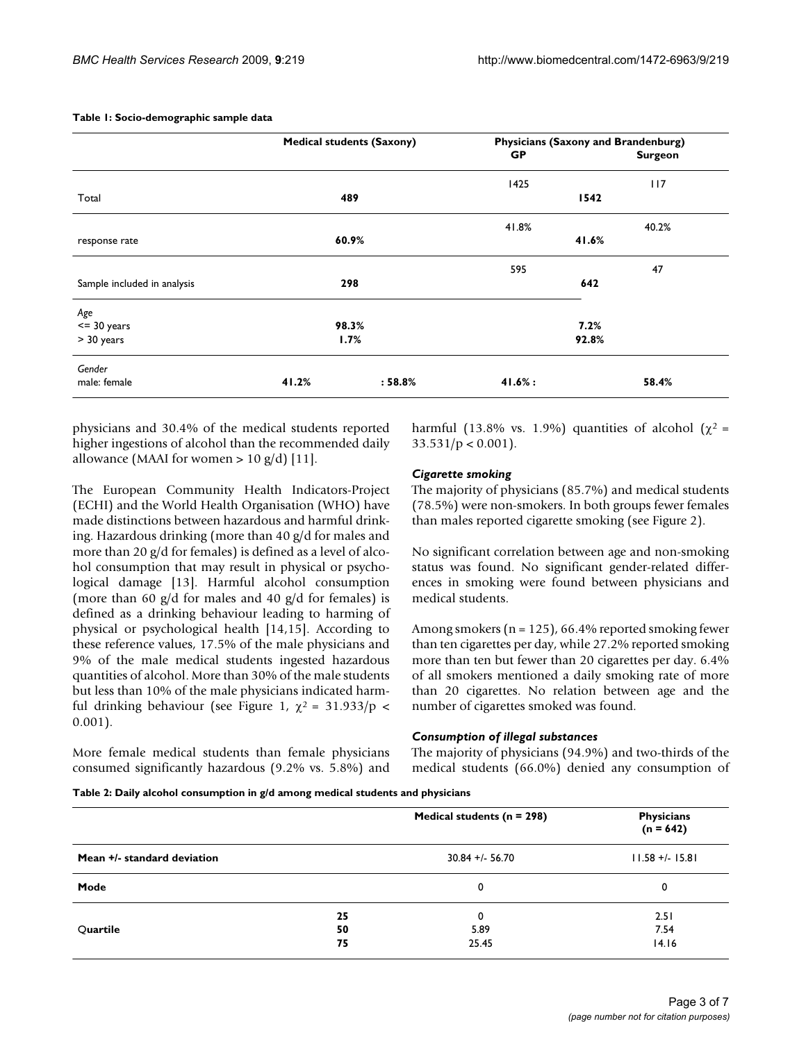**Table 1: Socio-demographic sample data**

| | Medical students (Saxony) | | Physicians (Saxony and Brandenburg) GP | | Surgeon |
|---|---|---|---|---|---|
| | | | 1425 | | 117 |
| Total | 489 | | | 1542 | |
| | | | 41.8% | | 40.2% |
| response rate | 60.9% | | | 41.6% | |
| | | | 595 | | 47 |
| Sample included in analysis | 298 | | | 642 | |
| *Age* | | | | | |
| <= 30 years | 98.3% | | | 7.2% | |
| > 30 years | 1.7% | | | 92.8% | |
| *Gender* | | | | | |
| male: female | 41.2% | : 58.8% | 41.6% : | | 58.4% |

physicians and 30.4% of the medical students reported higher ingestions of alcohol than the recommended daily allowance (MAAI for women > 10 g/d) [11].

The European Community Health Indicators-Project (ECHI) and the World Health Organisation (WHO) have made distinctions between hazardous and harmful drinking. Hazardous drinking (more than 40 g/d for males and more than 20 g/d for females) is defined as a level of alcohol consumption that may result in physical or psychological damage [13]. Harmful alcohol consumption (more than 60 g/d for males and 40 g/d for females) is defined as a drinking behaviour leading to harming of physical or psychological health [14,15]. According to these reference values, 17.5% of the male physicians and 9% of the male medical students ingested hazardous quantities of alcohol. More than 30% of the male students but less than 10% of the male physicians indicated harmful drinking behaviour (see Figure 1, $\chi^2 = 31.933/p < 0.001$).

More female medical students than female physicians consumed significantly hazardous (9.2% vs. 5.8%) and harmful (13.8% vs. 1.9%) quantities of alcohol ($\chi^2 = 33.531/p < 0.001$).

### *Cigarette smoking*

The majority of physicians (85.7%) and medical students (78.5%) were non-smokers. In both groups fewer females than males reported cigarette smoking (see Figure 2).

No significant correlation between age and non-smoking status was found. No significant gender-related differences in smoking were found between physicians and medical students.

Among smokers (n = 125), 66.4% reported smoking fewer than ten cigarettes per day, while 27.2% reported smoking more than ten but fewer than 20 cigarettes per day. 6.4% of all smokers mentioned a daily smoking rate of more than 20 cigarettes. No relation between age and the number of cigarettes smoked was found.

### *Consumption of illegal substances*

The majority of physicians (94.9%) and two-thirds of the medical students (66.0%) denied any consumption of

**Table 2: Daily alcohol consumption in g/d among medical students and physicians**

| | | Medical students (n = 298) | Physicians (n = 642) |
|---|---|---|---|
| **Mean +/- standard deviation** | | 30.84 +/- 56.70 | 11.58 +/- 15.81 |
| **Mode** | | 0 | 0 |
| Quartile | **25** | 0 | 2.51 |
| | **50** | 5.89 | 7.54 |
| | **75** | 25.45 | 14.16 |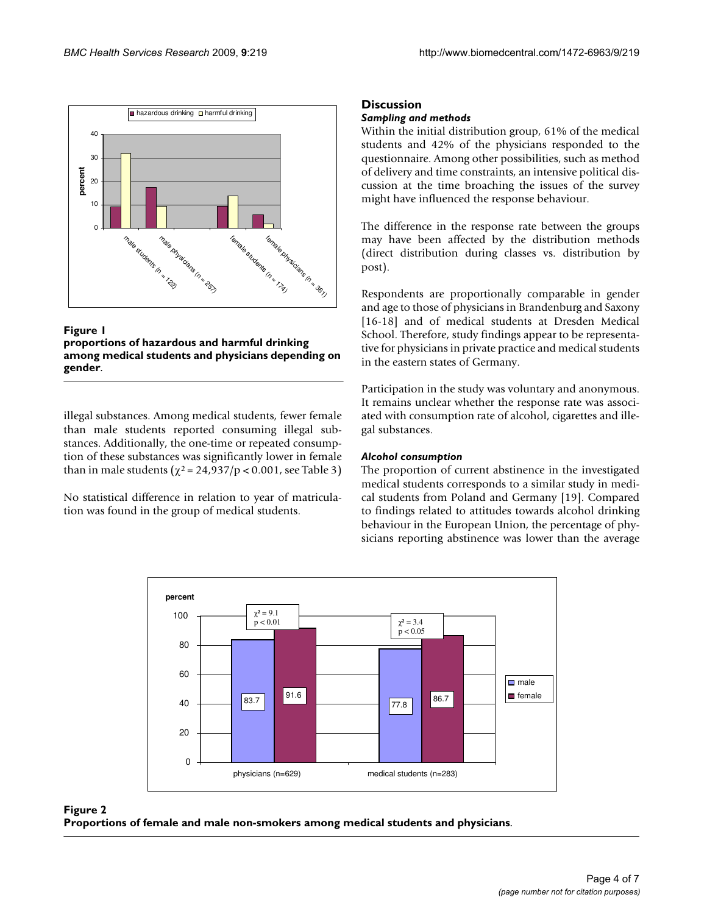**Figure 1**
**proportions of hazardous and harmful drinking among medical students and physicians depending on gender.**

illegal substances. Among medical students, fewer female than male students reported consuming illegal substances. Additionally, the one-time or repeated consumption of these substances was significantly lower in female than in male students ($\chi^2 = 24{,}937/p < 0.001$, see Table 3)

No statistical difference in relation to year of matriculation was found in the group of medical students.

## Discussion

### *Sampling and methods*

Within the initial distribution group, 61% of the medical students and 42% of the physicians responded to the questionnaire. Among other possibilities, such as method of delivery and time constraints, an intensive political discussion at the time broaching the issues of the survey might have influenced the response behaviour.

The difference in the response rate between the groups may have been affected by the distribution methods (direct distribution during classes vs. distribution by post).

Respondents are proportionally comparable in gender and age to those of physicians in Brandenburg and Saxony [16-18] and of medical students at Dresden Medical School. Therefore, study findings appear to be representative for physicians in private practice and medical students in the eastern states of Germany.

Participation in the study was voluntary and anonymous. It remains unclear whether the response rate was associated with consumption rate of alcohol, cigarettes and illegal substances.

### *Alcohol consumption*

The proportion of current abstinence in the investigated medical students corresponds to a similar study in medical students from Poland and Germany [19]. Compared to findings related to attitudes towards alcohol drinking behaviour in the European Union, the percentage of physicians reporting abstinence was lower than the average

**Figure 2**
**Proportions of female and male non-smokers among medical students and physicians.**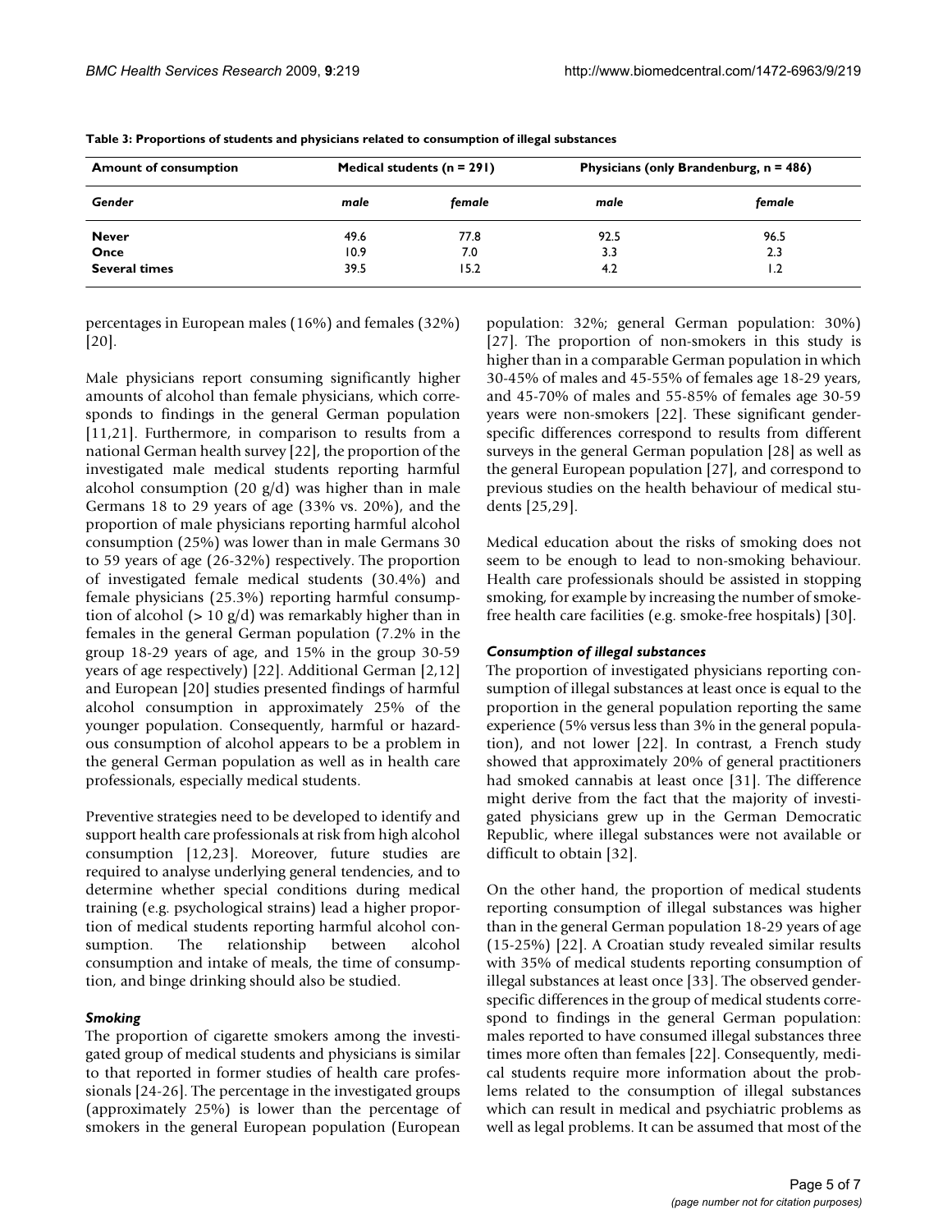**Table 3: Proportions of students and physicians related to consumption of illegal substances**

| Amount of consumption | Medical students (n = 291) | | Physicians (only Brandenburg, n = 486) | |
|---|---|---|---|---|
| *Gender* | *male* | *female* | *male* | *female* |
| **Never** | 49.6 | 77.8 | 92.5 | 96.5 |
| **Once** | 10.9 | 7.0 | 3.3 | 2.3 |
| **Several times** | 39.5 | 15.2 | 4.2 | 1.2 |

percentages in European males (16%) and females (32%) [20].

Male physicians report consuming significantly higher amounts of alcohol than female physicians, which corresponds to findings in the general German population [11,21]. Furthermore, in comparison to results from a national German health survey [22], the proportion of the investigated male medical students reporting harmful alcohol consumption (20 g/d) was higher than in male Germans 18 to 29 years of age (33% vs. 20%), and the proportion of male physicians reporting harmful alcohol consumption (25%) was lower than in male Germans 30 to 59 years of age (26-32%) respectively. The proportion of investigated female medical students (30.4%) and female physicians (25.3%) reporting harmful consumption of alcohol (> 10 g/d) was remarkably higher than in females in the general German population (7.2% in the group 18-29 years of age, and 15% in the group 30-59 years of age respectively) [22]. Additional German [2,12] and European [20] studies presented findings of harmful alcohol consumption in approximately 25% of the younger population. Consequently, harmful or hazardous consumption of alcohol appears to be a problem in the general German population as well as in health care professionals, especially medical students.

Preventive strategies need to be developed to identify and support health care professionals at risk from high alcohol consumption [12,23]. Moreover, future studies are required to analyse underlying general tendencies, and to determine whether special conditions during medical training (e.g. psychological strains) lead a higher proportion of medical students reporting harmful alcohol consumption. The relationship between alcohol consumption and intake of meals, the time of consumption, and binge drinking should also be studied.

### *Smoking*

The proportion of cigarette smokers among the investigated group of medical students and physicians is similar to that reported in former studies of health care professionals [24-26]. The percentage in the investigated groups (approximately 25%) is lower than the percentage of smokers in the general European population (European population: 32%; general German population: 30%) [27]. The proportion of non-smokers in this study is higher than in a comparable German population in which 30-45% of males and 45-55% of females age 18-29 years, and 45-70% of males and 55-85% of females age 30-59 years were non-smokers [22]. These significant gender-specific differences correspond to results from different surveys in the general German population [28] as well as the general European population [27], and correspond to previous studies on the health behaviour of medical students [25,29].

Medical education about the risks of smoking does not seem to be enough to lead to non-smoking behaviour. Health care professionals should be assisted in stopping smoking, for example by increasing the number of smoke-free health care facilities (e.g. smoke-free hospitals) [30].

### *Consumption of illegal substances*

The proportion of investigated physicians reporting consumption of illegal substances at least once is equal to the proportion in the general population reporting the same experience (5% versus less than 3% in the general population), and not lower [22]. In contrast, a French study showed that approximately 20% of general practitioners had smoked cannabis at least once [31]. The difference might derive from the fact that the majority of investigated physicians grew up in the German Democratic Republic, where illegal substances were not available or difficult to obtain [32].

On the other hand, the proportion of medical students reporting consumption of illegal substances was higher than in the general German population 18-29 years of age (15-25%) [22]. A Croatian study revealed similar results with 35% of medical students reporting consumption of illegal substances at least once [33]. The observed gender-specific differences in the group of medical students correspond to findings in the general German population: males reported to have consumed illegal substances three times more often than females [22]. Consequently, medical students require more information about the problems related to the consumption of illegal substances which can result in medical and psychiatric problems as well as legal problems. It can be assumed that most of the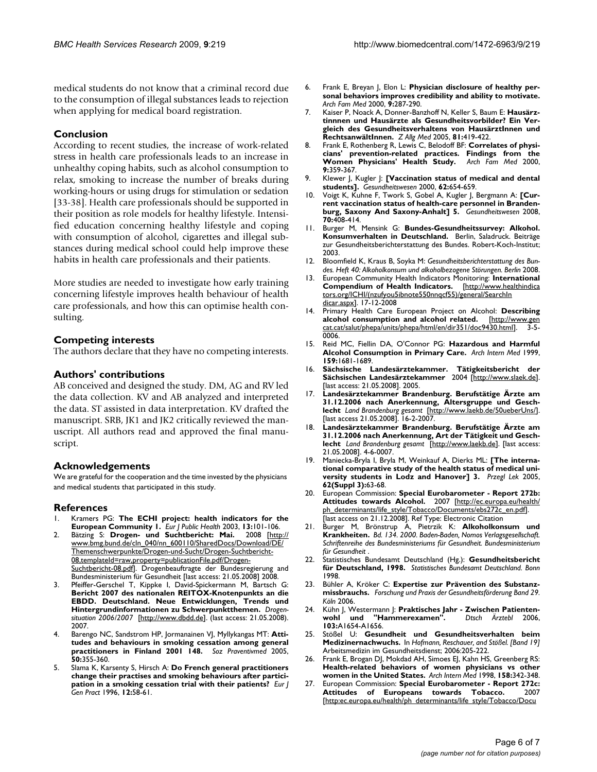medical students do not know that a criminal record due to the consumption of illegal substances leads to rejection when applying for medical board registration.

## Conclusion

According to recent studies, the increase of work-related stress in health care professionals leads to an increase in unhealthy coping habits, such as alcohol consumption to relax, smoking to increase the number of breaks during working-hours or using drugs for stimulation or sedation [33-38]. Health care professionals should be supported in their position as role models for healthy lifestyle. Intensified education concerning healthy lifestyle and coping with consumption of alcohol, cigarettes and illegal substances during medical school could help improve these habits in health care professionals and their patients.

More studies are needed to investigate how early training concerning lifestyle improves health behaviour of health care professionals, and how this can optimise health consulting.

## Competing interests

The authors declare that they have no competing interests.

## Authors' contributions

AB conceived and designed the study. DM, AG and RV led the data collection. KV and AB analyzed and interpreted the data. ST assisted in data interpretation. KV drafted the manuscript. SRB, JK1 and JK2 critically reviewed the manuscript. All authors read and approved the final manuscript.

## Acknowledgements

We are grateful for the cooperation and the time invested by the physicians and medical students that participated in this study.

## References

1. Kramers PG: **The ECHI project: health indicators for the European Community 1.** *Eur J Public Health* 2003, **13:**101-106.
2. Bätzing S: **Drogen- und Suchtbericht: Mai.** 2008 [http://www.bmg.bund.de/cln_040/nn_600110/SharedDocs/Download/DE/Themenschwerpunkte/Drogen-und-Sucht/Drogen-Suchtbericht-08,templateId=raw,property=publicationFile.pdf/Drogen-Suchtbericht-08.pdf]. Drogenbeauftragte der Bundesregierung and Bundesministerium für Gesundheit [last access: 21.05.2008] 2008.
3. Pfeiffer-Gerschel T, Kippke I, David-Spickermann M, Bartsch G: **Bericht 2007 des nationalen REITOX-Knotenpunkts an die EBDD. Deutschland. Neue Entwicklungen, Trends und Hintergrundinformationen zu Schwerpunktthemen.** *Drogensituation 2006/2007* [http://www.dbdd.de]. (last access: 21.05.2008). 2007.
4. Barengo NC, Sandstrom HP, Jormanainen VJ, Myllykangas MT: **Attitudes and behaviours in smoking cessation among general practitioners in Finland 2001 148.** *Soz Praventivmed* 2005, **50:**355-360.
5. Slama K, Karsenty S, Hirsch A: **Do French general practitioners change their practises and smoking behaviours after participation in a smoking cessation trial with their patients?** *Eur J Gen Pract* 1996, **12:**58-61.
6. Frank E, Breyan J, Elon L: **Physician disclosure of healthy personal behaviors improves credibility and ability to motivate.** *Arch Fam Med* 2000, **9:**287-290.
7. Kaiser P, Noack A, Donner-Banzhoff N, Keller S, Baum E: **Hausärztinnen und Hausärzte als Gesundheitsvorbilder? Ein Vergleich des Gesundheitsverhaltens von HausärztInnen und RechtsanwältInnen.** *Z Allg Med* 2005, **81:**419-422.
8. Frank E, Rothenberg R, Lewis C, Belodoff BF: **Correlates of physicians' prevention-related practices. Findings from the Women Physicians' Health Study.** *Arch Fam Med* 2000, **9:**359-367.
9. Klewer J, Kugler J: **[Vaccination status of medical and dental students].** *Gesundheitswesen* 2000, **62:**654-659.
10. Voigt K, Kuhne F, Twork S, Gobel A, Kugler J, Bergmann A: **[Current vaccination status of health-care personnel in Brandenburg, Saxony And Saxony-Anhalt] 5.** *Gesundheitswesen* 2008, **70:**408-414.
11. Burger M, Mensink G: **Bundes-Gesundheitssurvey: Alkohol. Konsumverhalten in Deutschland.** Berlin, Saladruck. Beiträge zur Gesundheitsberichterstattung des Bundes. Robert-Koch-Institut; 2003.
12. Bloomfield K, Kraus B, Soyka M: *Gesundheitsberichterstattung des Bundes. Heft 40: Alkoholkonsum und alkoholbezogene Störungen. Berlin* 2008.
13. European Community Health Indicators Monitoring: **International Compendium of Health Indicators.** [http://www.healthindicators.org/ICHI/(nzufyou5ibnote550nnqcf55)/general/SearchIndicar.aspx]. 17-12-2008
14. Primary Health Care European Project on Alcohol: **Describing alcohol consumption and alcohol related.** [http://www.gencat.cat/salut/phepa/units/phepa/html/en/dir351/doc9430.html]. 3-5-0006.
15. Reid MC, Fiellin DA, O'Connor PG: **Hazardous and Harmful Alcohol Consumption in Primary Care.** *Arch Intern Med* 1999, **159:**1681-1689.
16. **Sächsische Landesärztekammer. Tätigkeitsbericht der Sächsischen Landesärztekammer** 2004 [http://www.slaek.de]. [last access: 21.05.2008]. 2005.
17. **Landesärztekammer Brandenburg. Berufstätige Ärzte am 31.12.2006 nach Anerkennung, Altersgruppe und Geschlecht** *Land Brandenburg gesamt* [http://www.laekb.de/50ueberUns/]. [last access 21.05.2008]. 16-2-2007.
18. **Landesärztekammer Brandenburg. Berufstätige Ärzte am 31.12.2006 nach Anerkennung, Art der Tätigkeit und Geschlecht** *Land Brandenburg gesamt* [http://www.laekb.de]. [last access: 21.05.2008]. 4-6-0007.
19. Maniecka-Bryla I, Bryla M, Weinkauf A, Dierks ML: **[The international comparative study of the health status of medical university students in Lodz and Hanover] 3.** *Przegl Lek* 2005, **62(Suppl 3):**63-68.
20. European Commission: **Special Eurobarometer - Report 272b: Attitudes towards Alcohol.** 2007 [http://ec.europa.eu/health/ph_determinants/life_style/Tobacco/Documents/ebs272c_en.pdf]. [last access on 21.12.2008]. Ref Type: Electronic Citation
21. Burger M, Brönstrup A, Pietrzik K: **Alkoholkonsum und Krankheiten.** *Bd. 134. 2000. Baden-Baden, Nomos Verlagsgesellschaft. Schriftenreihe des Bundesministeriums für Gesundheit. Bundesministerium für Gesundheit* .
22. Statistisches Bundesamt Deutschland (Hg.): **Gesundheitsbericht für Deutschland, 1998.** *Statistisches Bundesamt Deutschland. Bonn* 1998.
23. Bühler A, Kröker C: **Expertise zur Prävention des Substanzmissbrauchs.** *Forschung und Praxis der Gesundheitsförderung Band 29. Köln* 2006.
24. Kühn J, Westermann J: **Praktisches Jahr - Zwischen Patientenwohl und "Hammerexamen".** *Dtsch Ärztebl* 2006, **103:**A1654-A1656.
25. Stößel U: **Gesundheit und Gesundheitsverhalten beim Medizinernachwuchs.** In *Hofmann, Reschauer, and Stößel. [Band 19]* Arbeitsmedizin im Gesundheitsdienst; 2006:205-222.
26. Frank E, Brogan DJ, Mokdad AH, Simoes EJ, Kahn HS, Greenberg RS: **Health-related behaviors of women physicians vs other women in the United States.** *Arch Intern Med* 1998, **158:**342-348.
27. European Commission: **Special Eurobarometer - Report 272c: Attitudes of Europeans towards Tobacco.** 2007 [http:ec.europa.eu/health/ph_determinants/life_style/Tobacco/Docu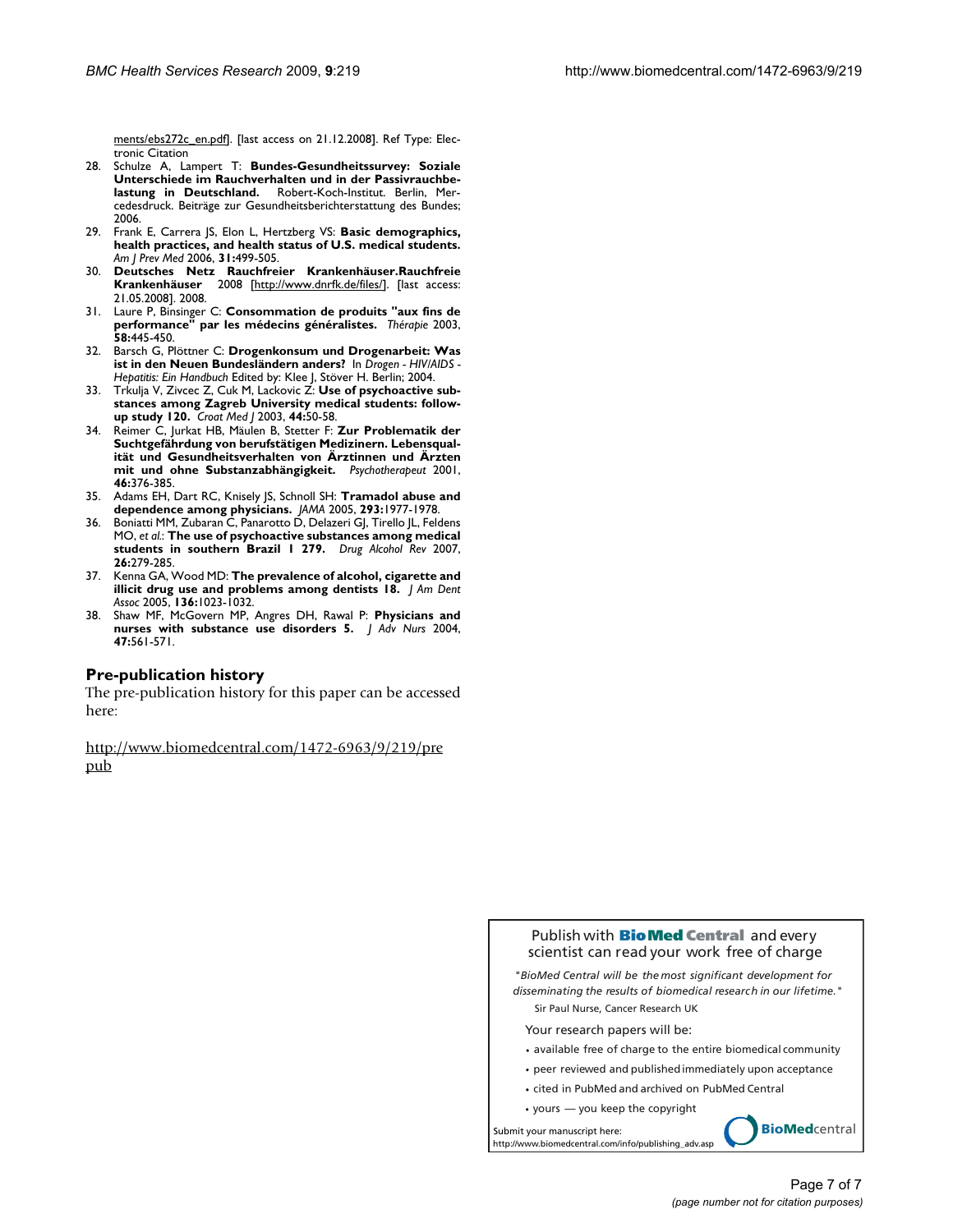ments/ebs272c_en.pdf]. [last access on 21.12.2008]. Ref Type: Electronic Citation

28. Schulze A, Lampert T: **Bundes-Gesundheitssurvey: Soziale Unterschiede im Rauchverhalten und in der Passivrauchbelastung in Deutschland.** Robert-Koch-Institut. Berlin, Mercedesdruck. Beiträge zur Gesundheitsberichterstattung des Bundes; 2006.
29. Frank E, Carrera JS, Elon L, Hertzberg VS: **Basic demographics, health practices, and health status of U.S. medical students.** *Am J Prev Med* 2006, **31:**499-505.
30. **Deutsches Netz Rauchfreier Krankenhäuser.Rauchfreie Krankenhäuser** 2008 [http://www.dnrfk.de/files/]. [last access: 21.05.2008]. 2008.
31. Laure P, Binsinger C: **Consommation de produits "aux fins de performance" par les médecins généralistes.** *Thérapie* 2003, **58:**445-450.
32. Barsch G, Plöttner C: **Drogenkonsum und Drogenarbeit: Was ist in den Neuen Bundesländern anders?** In *Drogen - HIV/AIDS - Hepatitis: Ein Handbuch* Edited by: Klee J, Stöver H. Berlin; 2004.
33. Trkulja V, Zivcec Z, Cuk M, Lackovic Z: **Use of psychoactive substances among Zagreb University medical students: follow-up study 120.** *Croat Med J* 2003, **44:**50-58.
34. Reimer C, Jurkat HB, Mäulen B, Stetter F: **Zur Problematik der Suchtgefährdung von berufstätigen Medizinern. Lebensqualität und Gesundheitsverhalten von Ärztinnen und Ärzten mit und ohne Substanzabhängigkeit.** *Psychotherapeut* 2001, **46:**376-385.
35. Adams EH, Dart RC, Knisely JS, Schnoll SH: **Tramadol abuse and dependence among physicians.** *JAMA* 2005, **293:**1977-1978.
36. Boniatti MM, Zubaran C, Panarotto D, Delazeri GJ, Tirello JL, Feldens MO, *et al.*: **The use of psychoactive substances among medical students in southern Brazil 1 279.** *Drug Alcohol Rev* 2007, **26:**279-285.
37. Kenna GA, Wood MD: **The prevalence of alcohol, cigarette and illicit drug use and problems among dentists 18.** *J Am Dent Assoc* 2005, **136:**1023-1032.
38. Shaw MF, McGovern MP, Angres DH, Rawal P: **Physicians and nurses with substance use disorders 5.** *J Adv Nurs* 2004, **47:**561-571.

## Pre-publication history

The pre-publication history for this paper can be accessed here:

http://www.biomedcentral.com/1472-6963/9/219/prepub

Publish with **BioMed Central** and every scientist can read your work free of charge

*"BioMed Central will be the most significant development for disseminating the results of biomedical research in our lifetime."*
Sir Paul Nurse, Cancer Research UK

Your research papers will be:

- available free of charge to the entire biomedical community
- peer reviewed and published immediately upon acceptance
- cited in PubMed and archived on PubMed Central
- yours — you keep the copyright

Submit your manuscript here:
http://www.biomedcentral.com/info/publishing_adv.asp

BioMedcentral